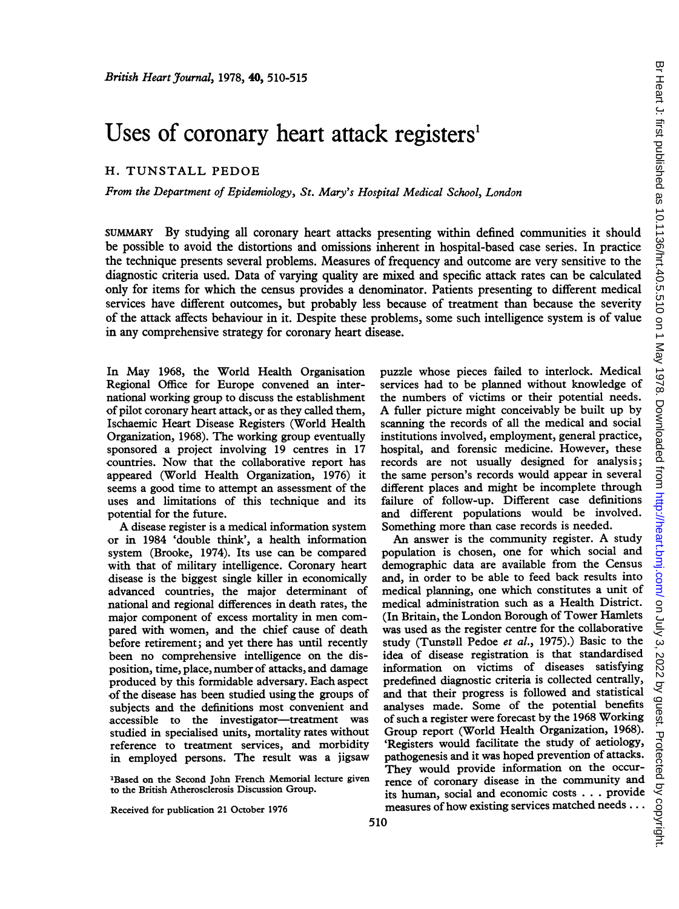# Uses of coronary heart attack registers[1]

H. TUNSTALL PEDOE

*From the Department of Epidemiology, St. Mary's Hospital Medical School, London*

SUMMARY By studying all coronary heart attacks presenting within defined communities it should be possible to avoid the distortions and omissions inherent in hospital-based case series. In practice the technique presents several problems. Measures of frequency and outcome are very sensitive to the diagnostic criteria used. Data of varying quality are mixed and specific attack rates can be calculated only for items for which the census provides a denominator. Patients presenting to different medical services have different outcomes, but probably less because of treatment than because the severity of the attack affects behaviour in it. Despite these problems, some such intelligence system is of value in any comprehensive strategy for coronary heart disease.

In May 1968, the World Health Organisation Regional Office for Europe convened an international working group to discuss the establishment of pilot coronary heart attack, or as they called them, Ischaemic Heart Disease Registers (World Health Organization, 1968). The working group eventually sponsored a project involving 19 centres in 17 countries. Now that the collaborative report has appeared (World Health Organization, 1976) it seems a good time to attempt an assessment of the uses and limitations of this technique and its potential for the future.

A disease register is a medical information system or in 1984 'double think', a health information system (Brooke, 1974). Its use can be compared with that of military intelligence. Coronary heart disease is the biggest single killer in economically advanced countries, the major determinant of national and regional differences in death rates, the major component of excess mortality in men compared with women, and the chief cause of death before retirement; and yet there has until recently been no comprehensive intelligence on the disposition, time, place, number of attacks, and damage produced by this formidable adversary. Each aspect of the disease has been studied using the groups of subjects and the definitions most convenient and accessible to the investigator—treatment was studied in specialised units, mortality rates without reference to treatment services, and morbidity in employed persons. The result was a jigsaw puzzle whose pieces failed to interlock. Medical services had to be planned without knowledge of the numbers of victims or their potential needs. A fuller picture might conceivably be built up by scanning the records of all the medical and social institutions involved, employment, general practice, hospital, and forensic medicine. However, these records are not usually designed for analysis; the same person's records would appear in several different places and might be incomplete through failure of follow-up. Different case definitions and different populations would be involved. Something more than case records is needed.

An answer is the community register. A study population is chosen, one for which social and demographic data are available from the Census and, in order to be able to feed back results into medical planning, one which constitutes a unit of medical administration such as a Health District. (In Britain, the London Borough of Tower Hamlets was used as the register centre for the collaborative study (Tunstall Pedoe *et al.*, 1975).) Basic to the idea of disease registration is that standardised information on victims of diseases satisfying predefined diagnostic criteria is collected centrally, and that their progress is followed and statistical analyses made. Some of the potential benefits of such a register were forecast by the 1968 Working Group report (World Health Organization, 1968). 'Registers would facilitate the study of aetiology, pathogenesis and it was hoped prevention of attacks. They would provide information on the occurrence of coronary disease in the community and its human, social and economic costs . . . provide measures of how existing services matched needs . . .

[1]Based on the Second John French Memorial lecture given to the British Atherosclerosis Discussion Group.

Received for publication 21 October 1976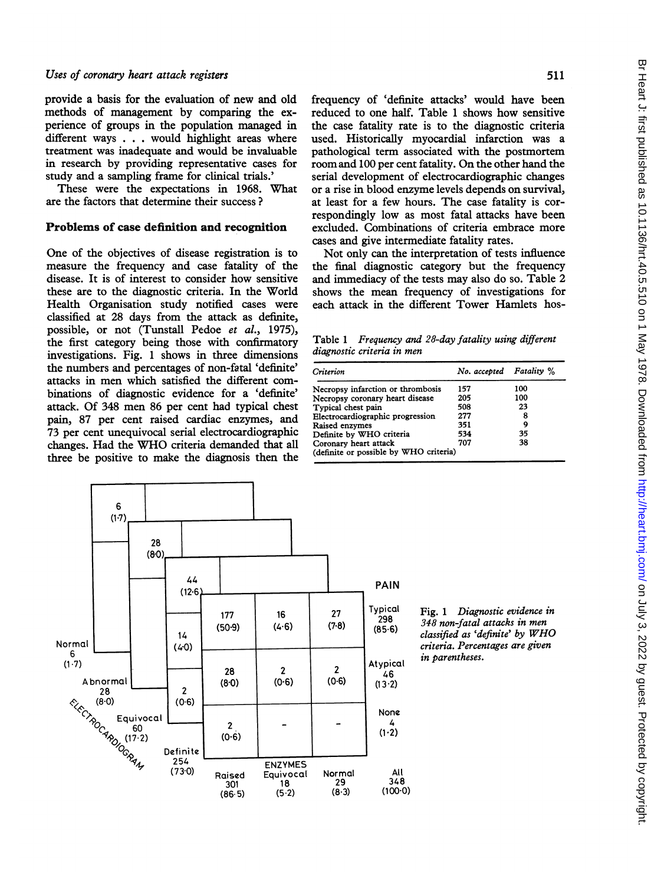provide a basis for the evaluation of new and old methods of management by comparing the experience of groups in the population managed in different ways . . . would highlight areas where treatment was inadequate and would be invaluable in research by providing representative cases for study and a sampling frame for clinical trials.'

These were the expectations in 1968. What are the factors that determine their success?

## Problems of case definition and recognition

One of the objectives of disease registration is to measure the frequency and case fatality of the disease. It is of interest to consider how sensitive these are to the diagnostic criteria. In the World Health Organisation study notified cases were classified at 28 days from the attack as definite, possible, or not (Tunstall Pedoe *et al.*, 1975), the first category being those with confirmatory investigations. Fig. 1 shows in three dimensions the numbers and percentages of non-fatal 'definite' attacks in men which satisfied the different combinations of diagnostic evidence for a 'definite' attack. Of 348 men 86 per cent had typical chest pain, 87 per cent raised cardiac enzymes, and 73 per cent unequivocal serial electrocardiographic changes. Had the WHO criteria demanded that all three be positive to make the diagnosis then the frequency of 'definite attacks' would have been reduced to one half. Table 1 shows how sensitive the case fatality rate is to the diagnostic criteria used. Historically myocardial infarction was a pathological term associated with the postmortem room and 100 per cent fatality. On the other hand the serial development of electrocardiographic changes or a rise in blood enzyme levels depends on survival, at least for a few hours. The case fatality is correspondingly low as most fatal attacks have been excluded. Combinations of criteria embrace more cases and give intermediate fatality rates.

Not only can the interpretation of tests influence the final diagnostic category but the frequency and immediacy of the tests may also do so. Table 2 shows the mean frequency of investigations for each attack in the different Tower Hamlets hos-

Table 1 *Frequency and 28-day fatality using different diagnostic criteria in men*

| *Criterion* | *No. accepted* | *Fatality %* |
|---|---|---|
| Necropsy infarction or thrombosis | 157 | 100 |
| Necropsy coronary heart disease | 205 | 100 |
| Typical chest pain | 508 | 23 |
| Electrocardiographic progression | 277 | 8 |
| Raised enzymes | 351 | 9 |
| Definite by WHO criteria | 534 | 35 |
| Coronary heart attack (definite or possible by WHO criteria) | 707 | 38 |

Fig. 1 *Diagnostic evidence in 348 non-fatal attacks in men classified as 'definite' by WHO criteria. Percentages are given in parentheses.*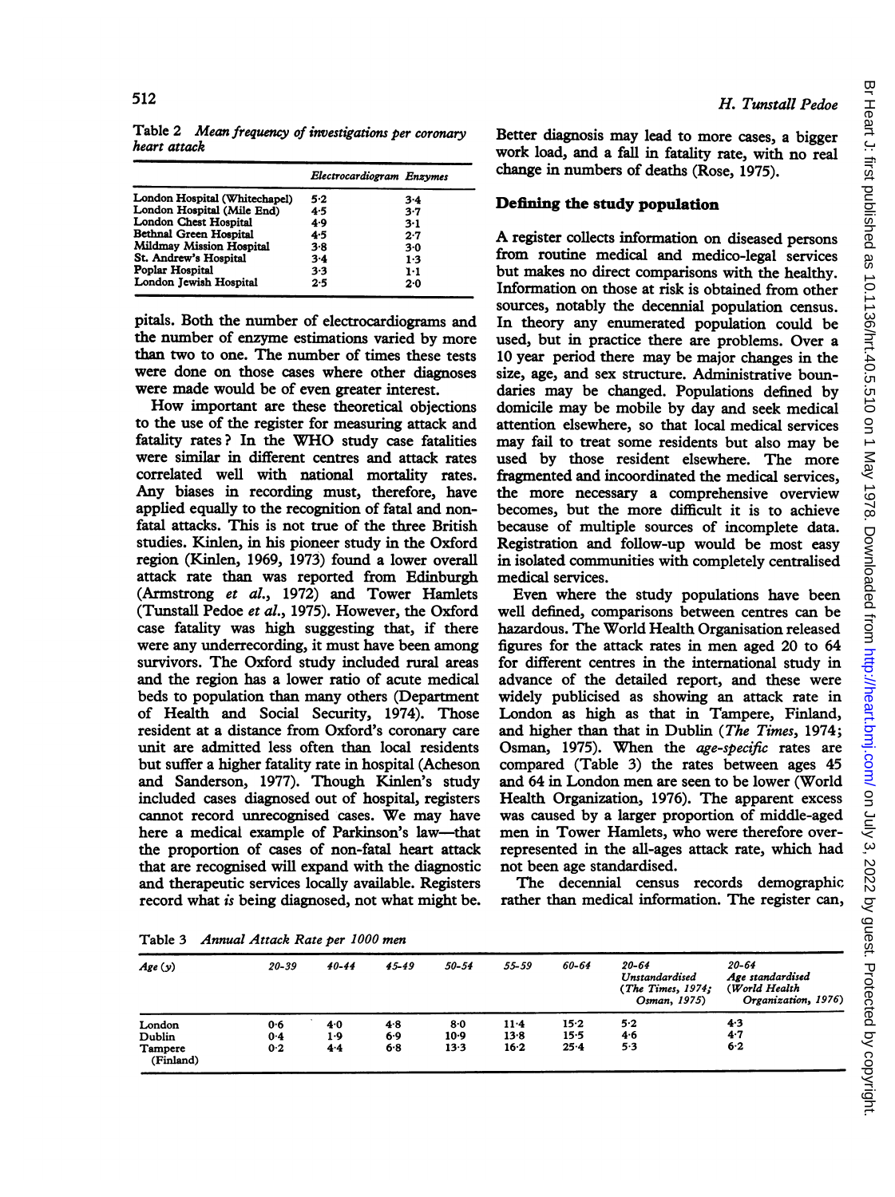Table 2 *Mean frequency of investigations per coronary heart attack*

| | Electrocardiogram | Enzymes |
|---|---|---|
| London Hospital (Whitechapel) | 5·2 | 3·4 |
| London Hospital (Mile End) | 4·5 | 3·7 |
| London Chest Hospital | 4·9 | 3·1 |
| Bethnal Green Hospital | 4·5 | 2·7 |
| Mildmay Mission Hospital | 3·8 | 3·0 |
| St. Andrew's Hospital | 3·4 | 1·3 |
| Poplar Hospital | 3·3 | 1·1 |
| London Jewish Hospital | 2·5 | 2·0 |

pitals. Both the number of electrocardiograms and the number of enzyme estimations varied by more than two to one. The number of times these tests were done on those cases where other diagnoses were made would be of even greater interest.

How important are these theoretical objections to the use of the register for measuring attack and fatality rates? In the WHO study case fatalities were similar in different centres and attack rates correlated well with national mortality rates. Any biases in recording must, therefore, have applied equally to the recognition of fatal and non-fatal attacks. This is not true of the three British studies. Kinlen, in his pioneer study in the Oxford region (Kinlen, 1969, 1973) found a lower overall attack rate than was reported from Edinburgh (Armstrong *et al.*, 1972) and Tower Hamlets (Tunstall Pedoe *et al.*, 1975). However, the Oxford case fatality was high suggesting that, if there were any underrecording, it must have been among survivors. The Oxford study included rural areas and the region has a lower ratio of acute medical beds to population than many others (Department of Health and Social Security, 1974). Those resident at a distance from Oxford's coronary care unit are admitted less often than local residents but suffer a higher fatality rate in hospital (Acheson and Sanderson, 1977). Though Kinlen's study included cases diagnosed out of hospital, registers cannot record unrecognised cases. We may have here a medical example of Parkinson's law—that the proportion of cases of non-fatal heart attack that are recognised will expand with the diagnostic and therapeutic services locally available. Registers record what *is* being diagnosed, not what might be. Better diagnosis may lead to more cases, a bigger work load, and a fall in fatality rate, with no real change in numbers of deaths (Rose, 1975).

## Defining the study population

A register collects information on diseased persons from routine medical and medico-legal services but makes no direct comparisons with the healthy. Information on those at risk is obtained from other sources, notably the decennial population census. In theory any enumerated population could be used, but in practice there are problems. Over a 10 year period there may be major changes in the size, age, and sex structure. Administrative boundaries may be changed. Populations defined by domicile may be mobile by day and seek medical attention elsewhere, so that local medical services may fail to treat some residents but also may be used by those resident elsewhere. The more fragmented and incoordinated the medical services, the more necessary a comprehensive overview becomes, but the more difficult it is to achieve because of multiple sources of incomplete data. Registration and follow-up would be most easy in isolated communities with completely centralised medical services.

Even where the study populations have been well defined, comparisons between centres can be hazardous. The World Health Organisation released figures for the attack rates in men aged 20 to 64 for different centres in the international study in advance of the detailed report, and these were widely publicised as showing an attack rate in London as high as that in Tampere, Finland, and higher than that in Dublin (*The Times*, 1974; Osman, 1975). When the *age-specific* rates are compared (Table 3) the rates between ages 45 and 64 in London men are seen to be lower (World Health Organization, 1976). The apparent excess was caused by a larger proportion of middle-aged men in Tower Hamlets, who were therefore overrepresented in the all-ages attack rate, which had not been age standardised.

The decennial census records demographic rather than medical information. The register can,

Table 3 *Annual Attack Rate per 1000 men*

| Age (y) | 20-39 | 40-44 | 45-49 | 50-54 | 55-59 | 60-64 | 20-64 Unstandardised (*The Times*, 1974; Osman, 1975) | 20-64 Age standardised (World Health Organization, 1976) |
|---|---|---|---|---|---|---|---|---|
| London | 0·6 | 4·0 | 4·8 | 8·0 | 11·4 | 15·2 | 5·2 | 4·3 |
| Dublin | 0·4 | 1·9 | 6·9 | 10·9 | 13·8 | 15·5 | 4·6 | 4·7 |
| Tampere (Finland) | 0·2 | 4·4 | 6·8 | 13·3 | 16·2 | 25·4 | 5·3 | 6·2 |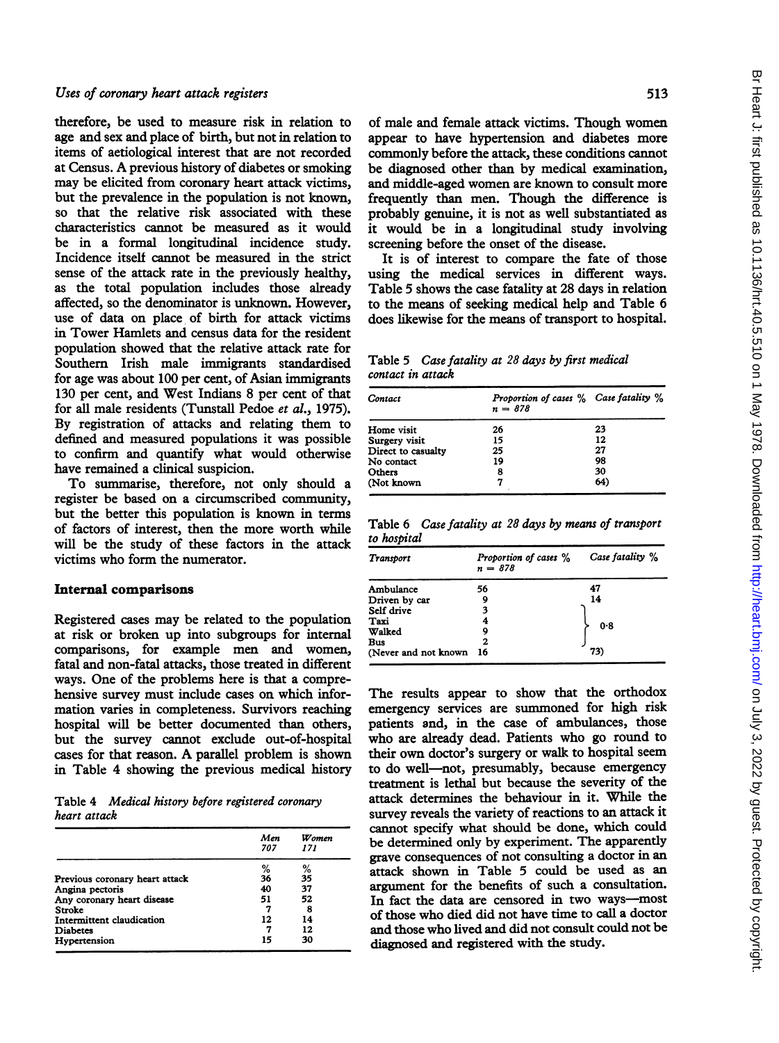therefore, be used to measure risk in relation to age and sex and place of birth, but not in relation to items of aetiological interest that are not recorded at Census. A previous history of diabetes or smoking may be elicited from coronary heart attack victims, but the prevalence in the population is not known, so that the relative risk associated with these characteristics cannot be measured as it would be in a formal longitudinal incidence study. Incidence itself cannot be measured in the strict sense of the attack rate in the previously healthy, as the total population includes those already affected, so the denominator is unknown. However, use of data on place of birth for attack victims in Tower Hamlets and census data for the resident population showed that the relative attack rate for Southern Irish male immigrants standardised for age was about 100 per cent, of Asian immigrants 130 per cent, and West Indians 8 per cent of that for all male residents (Tunstall Pedoe *et al.*, 1975). By registration of attacks and relating them to defined and measured populations it was possible to confirm and quantify what would otherwise have remained a clinical suspicion.

To summarise, therefore, not only should a register be based on a circumscribed community, but the better this population is known in terms of factors of interest, then the more worth while will be the study of these factors in the attack victims who form the numerator.

## Internal comparisons

Registered cases may be related to the population at risk or broken up into subgroups for internal comparisons, for example men and women, fatal and non-fatal attacks, those treated in different ways. One of the problems here is that a comprehensive survey must include cases on which information varies in completeness. Survivors reaching hospital will be better documented than others, but the survey cannot exclude out-of-hospital cases for that reason. A parallel problem is shown in Table 4 showing the previous medical history of male and female attack victims. Though women appear to have hypertension and diabetes more commonly before the attack, these conditions cannot be diagnosed other than by medical examination, and middle-aged women are known to consult more frequently than men. Though the difference is probably genuine, it is not as well substantiated as it would be in a longitudinal study involving screening before the onset of the disease.

Table 4 *Medical history before registered coronary heart attack*

| | Men 707 | Women 171 |
|---|---|---|
| | % | % |
| Previous coronary heart attack | 36 | 35 |
| Angina pectoris | 40 | 37 |
| Any coronary heart disease | 51 | 52 |
| Stroke | 7 | 8 |
| Intermittent claudication | 12 | 14 |
| Diabetes | 7 | 12 |
| Hypertension | 15 | 30 |

It is of interest to compare the fate of those using the medical services in different ways. Table 5 shows the case fatality at 28 days in relation to the means of seeking medical help and Table 6 does likewise for the means of transport to hospital.

Table 5 *Case fatality at 28 days by first medical contact in attack*

| Contact | Proportion of cases % n = 878 | Case fatality % |
|---|---|---|
| Home visit | 26 | 23 |
| Surgery visit | 15 | 12 |
| Direct to casualty | 25 | 27 |
| No contact | 19 | 98 |
| Others | 8 | 30 |
| (Not known | 7 | 64) |

Table 6 *Case fatality at 28 days by means of transport to hospital*

| Transport | Proportion of cases % n = 878 | Case fatality % |
|---|---|---|
| Ambulance | 56 | 47 |
| Driven by car | 9 | 14 |
| Self drive | 3 | 0·8 (Self drive, Taxi, Walked, Bus combined) |
| Taxi | 4 | |
| Walked | 9 | |
| Bus | 2 | |
| (Never and not known | 16 | 73) |

The results appear to show that the orthodox emergency services are summoned for high risk patients and, in the case of ambulances, those who are already dead. Patients who go round to their own doctor's surgery or walk to hospital seem to do well—not, presumably, because emergency treatment is lethal but because the severity of the attack determines the behaviour in it. While the survey reveals the variety of reactions to an attack it cannot specify what should be done, which could be determined only by experiment. The apparently grave consequences of not consulting a doctor in an attack shown in Table 5 could be used as an argument for the benefits of such a consultation. In fact the data are censored in two ways—most of those who died did not have time to call a doctor and those who lived and did not consult could not be diagnosed and registered with the study.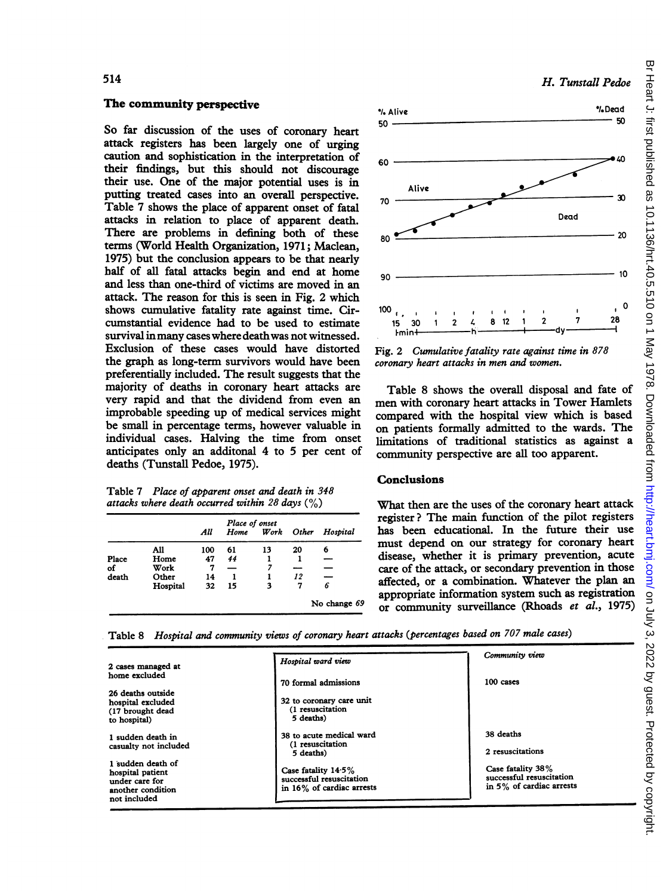## The community perspective

So far discussion of the uses of coronary heart attack registers has been largely one of urging caution and sophistication in the interpretation of their findings, but this should not discourage their use. One of the major potential uses is in putting treated cases into an overall perspective. Table 7 shows the place of apparent onset of fatal attacks in relation to place of apparent death. There are problems in defining both of these terms (World Health Organization, 1971; Maclean, 1975) but the conclusion appears to be that nearly half of all fatal attacks begin and end at home and less than one-third of victims are moved in an attack. The reason for this is seen in Fig. 2 which shows cumulative fatality rate against time. Circumstantial evidence had to be used to estimate survival in many cases where death was not witnessed. Exclusion of these cases would have distorted the graph as long-term survivors would have been preferentially included. The result suggests that the majority of deaths in coronary heart attacks are very rapid and that the dividend from even an improbable speeding up of medical services might be small in percentage terms, however valuable in individual cases. Halving the time from onset anticipates only an additonal 4 to 5 per cent of deaths (Tunstall Pedoe, 1975).

Table 7 *Place of apparent onset and death in 348 attacks where death occurred within 28 days (%)*

| | | | Place of onset | | | |
|---|---|---|---|---|---|---|
| | | All | Home | Work | Other | Hospital |
| Place of death | All | 100 | 61 | 13 | 20 | 6 |
| | Home | 47 | *44* | 1 | 1 | — |
| | Work | 7 | — | *7* | — | — |
| | Other | 14 | 1 | 1 | *12* | — |
| | Hospital | 32 | 15 | 3 | 7 | *6* |
| | | | | | | No change *69* |

Fig. 2 *Cumulative fatality rate against time in 878 coronary heart attacks in men and women.*

Table 8 shows the overall disposal and fate of men with coronary heart attacks in Tower Hamlets compared with the hospital view which is based on patients formally admitted to the wards. The limitations of traditional statistics as against a community perspective are all too apparent.

## Conclusions

What then are the uses of the coronary heart attack register? The main function of the pilot registers has been educational. In the future their use must depend on our strategy for coronary heart disease, whether it is primary prevention, acute care of the attack, or secondary prevention in those affected, or a combination. Whatever the plan an appropriate information system such as registration or community surveillance (Rhoads *et al.*, 1975)

Table 8 *Hospital and community views of coronary heart attacks (percentages based on 707 male cases)*

| | Hospital ward view | Community view |
|---|---|---|
| 2 cases managed at home excluded | 70 formal admissions | 100 cases |
| 26 deaths outside hospital excluded (17 brought dead to hospital) | 32 to coronary care unit (1 resuscitation 5 deaths) | |
| 1 sudden death in casualty not included | 38 to acute medical ward (1 resuscitation 5 deaths) | 38 deaths<br>2 resuscitations |
| 1 sudden death of hospital patient under care for another condition not included | Case fatality 14·5% successful resuscitation in 16% of cardiac arrests | Case fatality 38% successful resuscitation in 5% of cardiac arrests |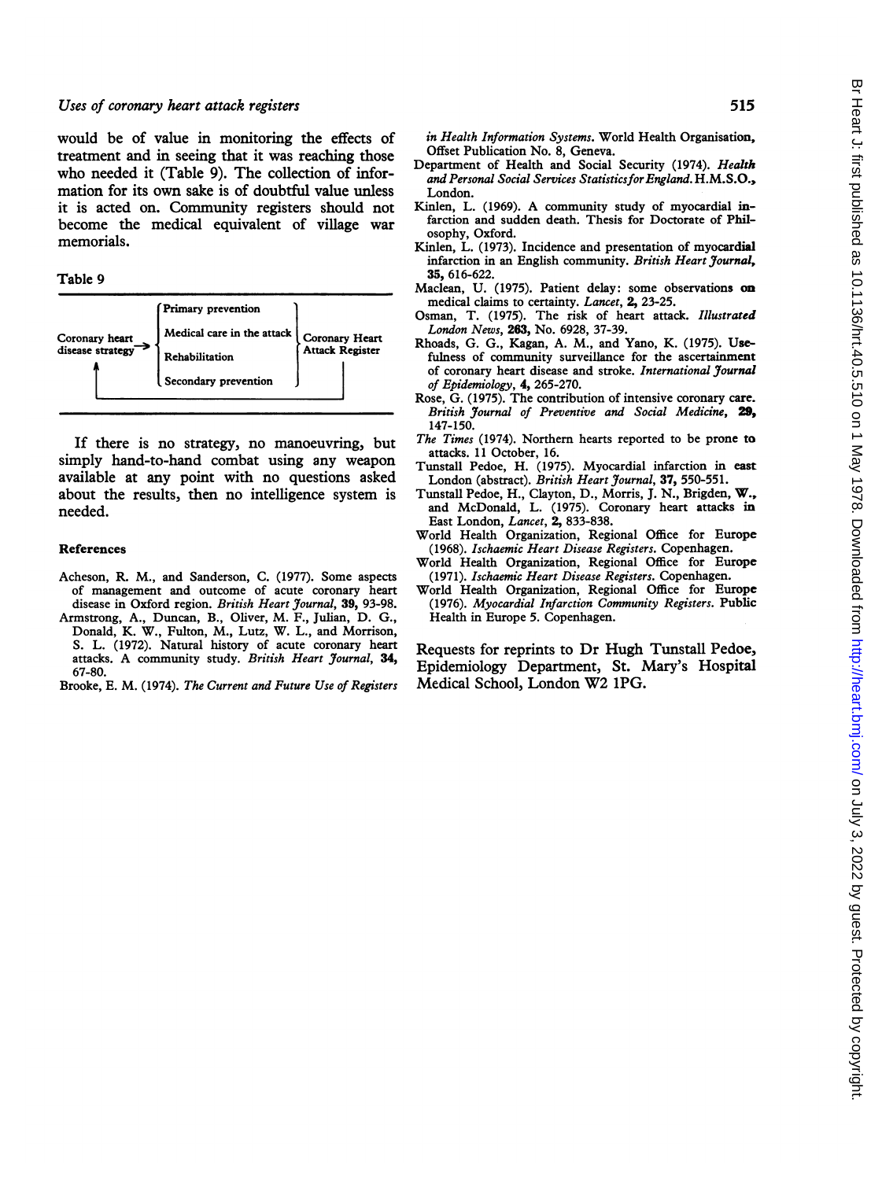would be of value in monitoring the effects of treatment and in seeing that it was reaching those who needed it (Table 9). The collection of information for its own sake is of doubtful value unless it is acted on. Community registers should not become the medical equivalent of village war memorials.

Table 9

Coronary heart disease strategy →

Primary prevention

Medical care in the attack

Rehabilitation

Secondary prevention

Coronary Heart Attack Register

If there is no strategy, no manoeuvring, but simply hand-to-hand combat using any weapon available at any point with no questions asked about the results, then no intelligence system is needed.

## References

Acheson, R. M., and Sanderson, C. (1977). Some aspects of management and outcome of acute coronary heart disease in Oxford region. *British Heart Journal*, **39**, 93-98.

Armstrong, A., Duncan, B., Oliver, M. F., Julian, D. G., Donald, K. W., Fulton, M., Lutz, W. L., and Morrison, S. L. (1972). Natural history of acute coronary heart attacks. A community study. *British Heart Journal*, **34**, 67-80.

Brooke, E. M. (1974). *The Current and Future Use of Registers in Health Information Systems*. World Health Organisation, Offset Publication No. 8, Geneva.

Department of Health and Social Security (1974). *Health and Personal Social Services Statistics for England*. H.M.S.O., London.

Kinlen, L. (1969). A community study of myocardial infarction and sudden death. Thesis for Doctorate of Philosophy, Oxford.

Kinlen, L. (1973). Incidence and presentation of myocardial infarction in an English community. *British Heart Journal*, **35**, 616-622.

Maclean, U. (1975). Patient delay: some observations on medical claims to certainty. *Lancet*, **2**, 23-25.

Osman, T. (1975). The risk of heart attack. *Illustrated London News*, **263**, No. 6928, 37-39.

Rhoads, G. G., Kagan, A. M., and Yano, K. (1975). Usefulness of community surveillance for the ascertainment of coronary heart disease and stroke. *International Journal of Epidemiology*, **4**, 265-270.

Rose, G. (1975). The contribution of intensive coronary care. *British Journal of Preventive and Social Medicine*, **29**, 147-150.

*The Times* (1974). Northern hearts reported to be prone to attacks. 11 October, 16.

Tunstall Pedoe, H. (1975). Myocardial infarction in east London (abstract). *British Heart Journal*, **37**, 550-551.

Tunstall Pedoe, H., Clayton, D., Morris, J. N., Brigden, W., and McDonald, L. (1975). Coronary heart attacks in East London, *Lancet*, **2**, 833-838.

World Health Organization, Regional Office for Europe (1968). *Ischaemic Heart Disease Registers*. Copenhagen.

World Health Organization, Regional Office for Europe (1971). *Ischaemic Heart Disease Registers*. Copenhagen.

World Health Organization, Regional Office for Europe (1976). *Myocardial Infarction Community Registers*. Public Health in Europe 5. Copenhagen.

Requests for reprints to Dr Hugh Tunstall Pedoe, Epidemiology Department, St. Mary's Hospital Medical School, London W2 1PG.